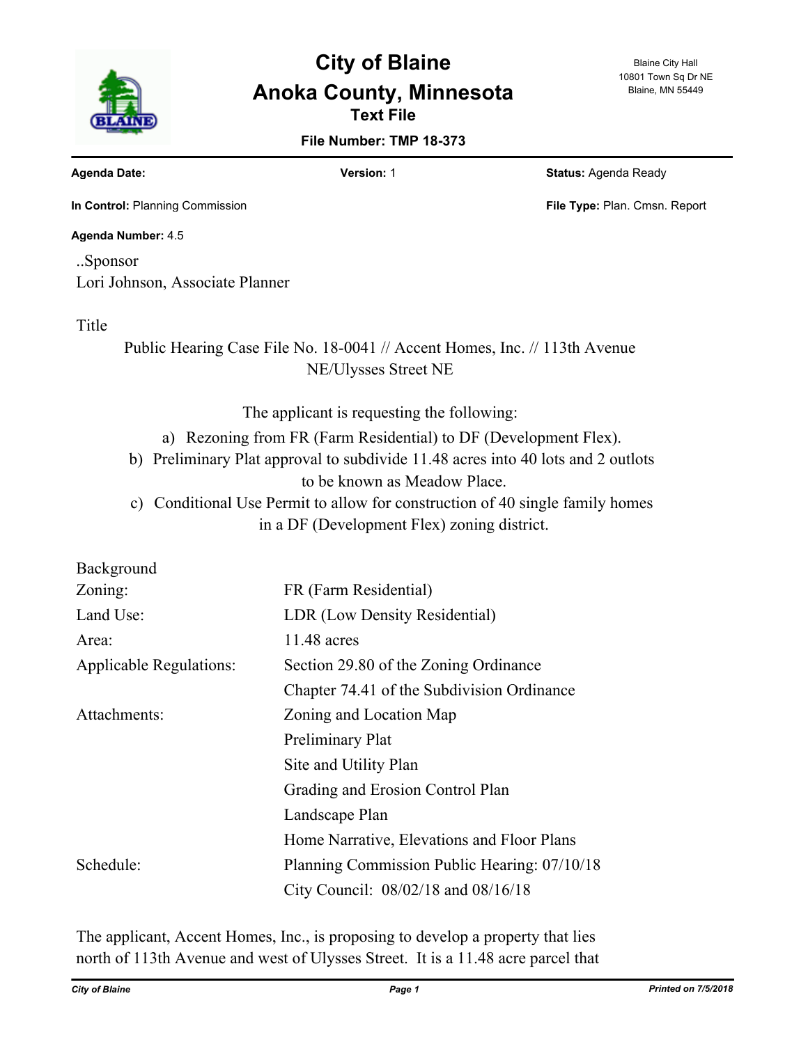# City of Blaine

## Anoka County, Minnesota

### Text File

**File Number: TMP 18-373**

Blaine City Hall
10801 Town Sq Dr NE
Blaine, MN 55449

**Agenda Date:**

**Version:** 1

**Status:** Agenda Ready

**In Control:** Planning Commission

**File Type:** Plan. Cmsn. Report

**Agenda Number:** 4.5

..Sponsor
Lori Johnson, Associate Planner

Title

Public Hearing Case File No. 18-0041 // Accent Homes, Inc. // 113th Avenue NE/Ulysses Street NE

The applicant is requesting the following:

a) Rezoning from FR (Farm Residential) to DF (Development Flex).
b) Preliminary Plat approval to subdivide 11.48 acres into 40 lots and 2 outlots to be known as Meadow Place.
c) Conditional Use Permit to allow for construction of 40 single family homes in a DF (Development Flex) zoning district.

Background

| | |
|---|---|
| Zoning: | FR (Farm Residential) |
| Land Use: | LDR (Low Density Residential) |
| Area: | 11.48 acres |
| Applicable Regulations: | Section 29.80 of the Zoning Ordinance |
| | Chapter 74.41 of the Subdivision Ordinance |
| Attachments: | Zoning and Location Map |
| | Preliminary Plat |
| | Site and Utility Plan |
| | Grading and Erosion Control Plan |
| | Landscape Plan |
| | Home Narrative, Elevations and Floor Plans |
| Schedule: | Planning Commission Public Hearing: 07/10/18 |
| | City Council: 08/02/18 and 08/16/18 |

The applicant, Accent Homes, Inc., is proposing to develop a property that lies north of 113th Avenue and west of Ulysses Street. It is a 11.48 acre parcel that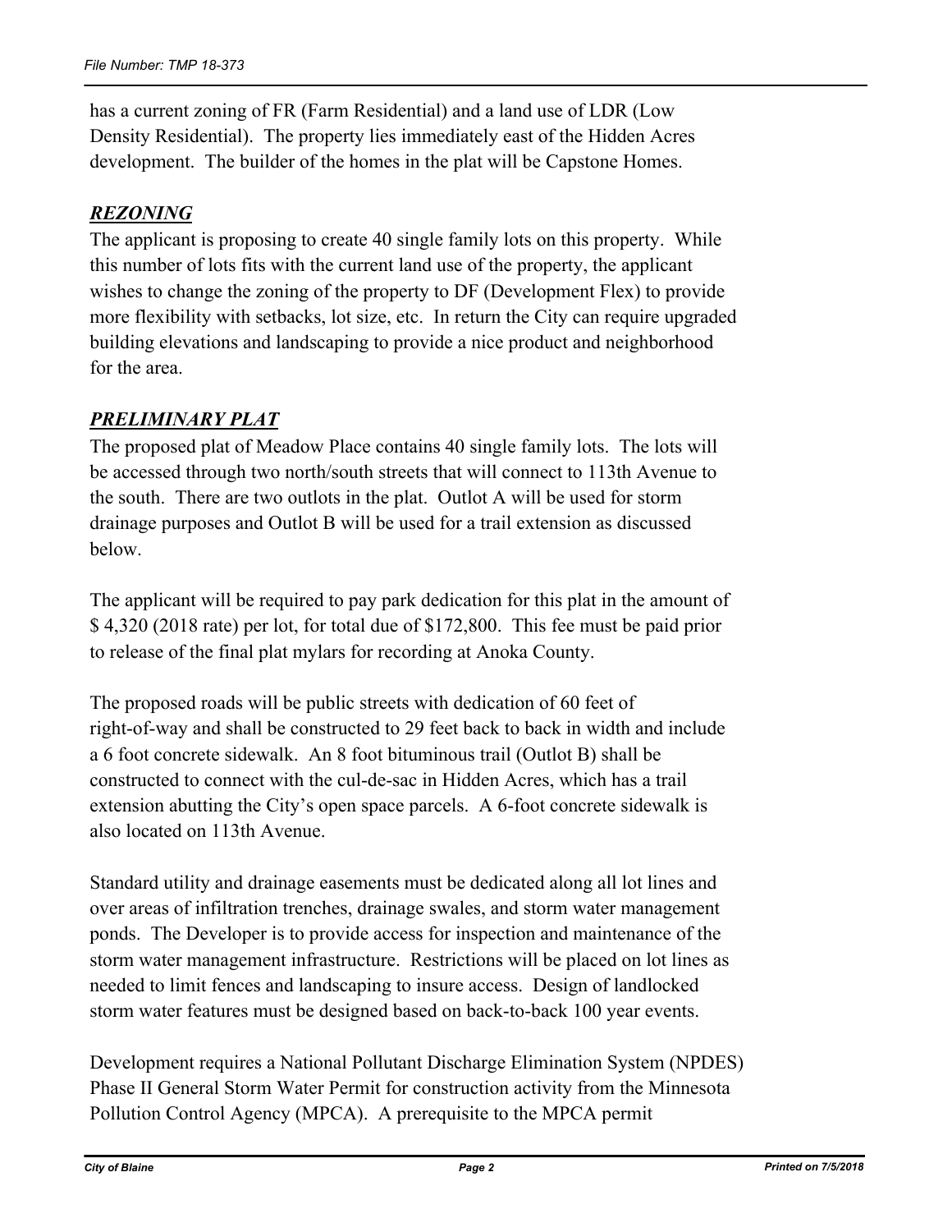has a current zoning of FR (Farm Residential) and a land use of LDR (Low Density Residential). The property lies immediately east of the Hidden Acres development. The builder of the homes in the plat will be Capstone Homes.

***REZONING***

The applicant is proposing to create 40 single family lots on this property. While this number of lots fits with the current land use of the property, the applicant wishes to change the zoning of the property to DF (Development Flex) to provide more flexibility with setbacks, lot size, etc. In return the City can require upgraded building elevations and landscaping to provide a nice product and neighborhood for the area.

***PRELIMINARY PLAT***

The proposed plat of Meadow Place contains 40 single family lots. The lots will be accessed through two north/south streets that will connect to 113th Avenue to the south. There are two outlots in the plat. Outlot A will be used for storm drainage purposes and Outlot B will be used for a trail extension as discussed below.

The applicant will be required to pay park dedication for this plat in the amount of $ 4,320 (2018 rate) per lot, for total due of $172,800. This fee must be paid prior to release of the final plat mylars for recording at Anoka County.

The proposed roads will be public streets with dedication of 60 feet of right-of-way and shall be constructed to 29 feet back to back in width and include a 6 foot concrete sidewalk. An 8 foot bituminous trail (Outlot B) shall be constructed to connect with the cul-de-sac in Hidden Acres, which has a trail extension abutting the City's open space parcels. A 6-foot concrete sidewalk is also located on 113th Avenue.

Standard utility and drainage easements must be dedicated along all lot lines and over areas of infiltration trenches, drainage swales, and storm water management ponds. The Developer is to provide access for inspection and maintenance of the storm water management infrastructure. Restrictions will be placed on lot lines as needed to limit fences and landscaping to insure access. Design of landlocked storm water features must be designed based on back-to-back 100 year events.

Development requires a National Pollutant Discharge Elimination System (NPDES) Phase II General Storm Water Permit for construction activity from the Minnesota Pollution Control Agency (MPCA). A prerequisite to the MPCA permit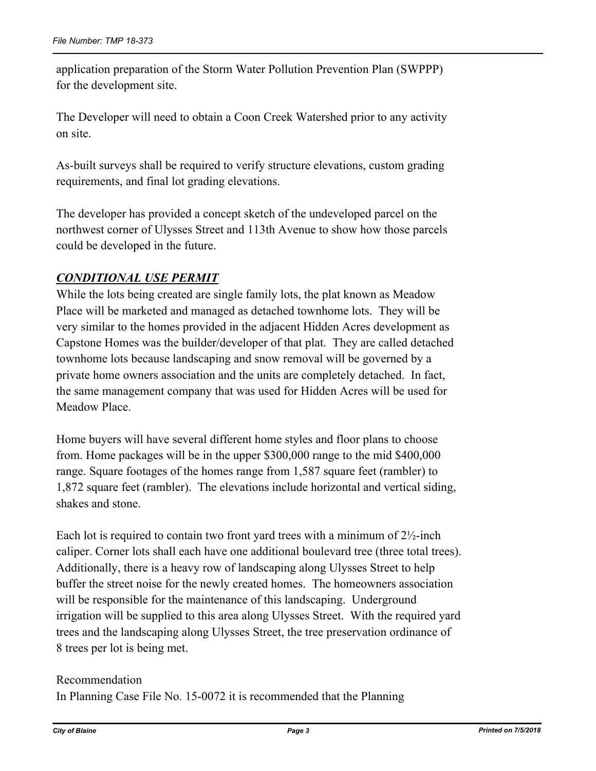application preparation of the Storm Water Pollution Prevention Plan (SWPPP) for the development site.

The Developer will need to obtain a Coon Creek Watershed prior to any activity on site.

As-built surveys shall be required to verify structure elevations, custom grading requirements, and final lot grading elevations.

The developer has provided a concept sketch of the undeveloped parcel on the northwest corner of Ulysses Street and 113th Avenue to show how those parcels could be developed in the future.

***CONDITIONAL USE PERMIT***

While the lots being created are single family lots, the plat known as Meadow Place will be marketed and managed as detached townhome lots. They will be very similar to the homes provided in the adjacent Hidden Acres development as Capstone Homes was the builder/developer of that plat. They are called detached townhome lots because landscaping and snow removal will be governed by a private home owners association and the units are completely detached. In fact, the same management company that was used for Hidden Acres will be used for Meadow Place.

Home buyers will have several different home styles and floor plans to choose from. Home packages will be in the upper $300,000 range to the mid $400,000 range. Square footages of the homes range from 1,587 square feet (rambler) to 1,872 square feet (rambler). The elevations include horizontal and vertical siding, shakes and stone.

Each lot is required to contain two front yard trees with a minimum of 2½-inch caliper. Corner lots shall each have one additional boulevard tree (three total trees). Additionally, there is a heavy row of landscaping along Ulysses Street to help buffer the street noise for the newly created homes. The homeowners association will be responsible for the maintenance of this landscaping. Underground irrigation will be supplied to this area along Ulysses Street. With the required yard trees and the landscaping along Ulysses Street, the tree preservation ordinance of 8 trees per lot is being met.

Recommendation

In Planning Case File No. 15-0072 it is recommended that the Planning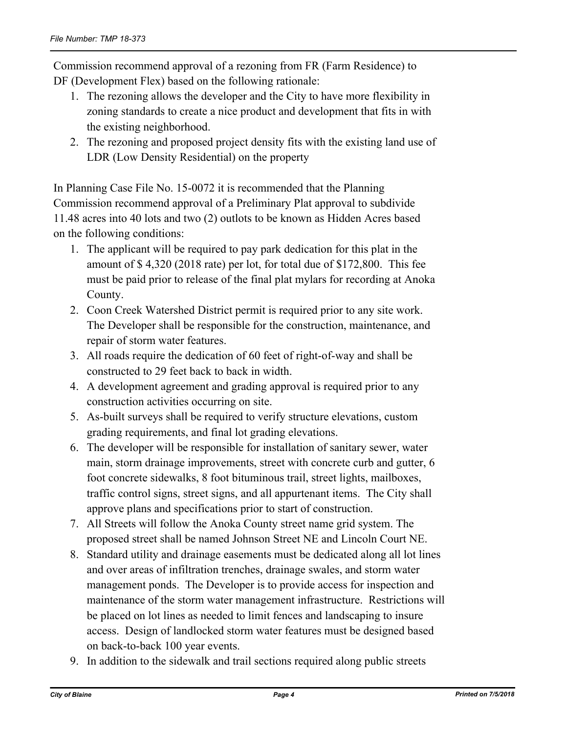Commission recommend approval of a rezoning from FR (Farm Residence) to DF (Development Flex) based on the following rationale:

1. The rezoning allows the developer and the City to have more flexibility in zoning standards to create a nice product and development that fits in with the existing neighborhood.
2. The rezoning and proposed project density fits with the existing land use of LDR (Low Density Residential) on the property

In Planning Case File No. 15-0072 it is recommended that the Planning Commission recommend approval of a Preliminary Plat approval to subdivide 11.48 acres into 40 lots and two (2) outlots to be known as Hidden Acres based on the following conditions:

1. The applicant will be required to pay park dedication for this plat in the amount of $ 4,320 (2018 rate) per lot, for total due of $172,800. This fee must be paid prior to release of the final plat mylars for recording at Anoka County.
2. Coon Creek Watershed District permit is required prior to any site work. The Developer shall be responsible for the construction, maintenance, and repair of storm water features.
3. All roads require the dedication of 60 feet of right-of-way and shall be constructed to 29 feet back to back in width.
4. A development agreement and grading approval is required prior to any construction activities occurring on site.
5. As-built surveys shall be required to verify structure elevations, custom grading requirements, and final lot grading elevations.
6. The developer will be responsible for installation of sanitary sewer, water main, storm drainage improvements, street with concrete curb and gutter, 6 foot concrete sidewalks, 8 foot bituminous trail, street lights, mailboxes, traffic control signs, street signs, and all appurtenant items. The City shall approve plans and specifications prior to start of construction.
7. All Streets will follow the Anoka County street name grid system. The proposed street shall be named Johnson Street NE and Lincoln Court NE.
8. Standard utility and drainage easements must be dedicated along all lot lines and over areas of infiltration trenches, drainage swales, and storm water management ponds. The Developer is to provide access for inspection and maintenance of the storm water management infrastructure. Restrictions will be placed on lot lines as needed to limit fences and landscaping to insure access. Design of landlocked storm water features must be designed based on back-to-back 100 year events.
9. In addition to the sidewalk and trail sections required along public streets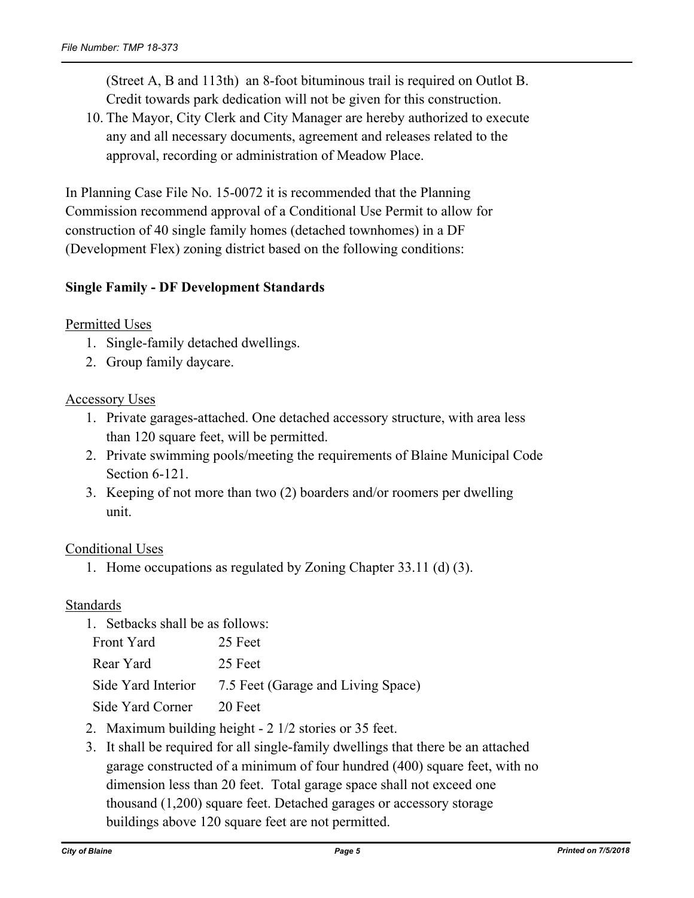(Street A, B and 113th) an 8-foot bituminous trail is required on Outlot B. Credit towards park dedication will not be given for this construction.

10. The Mayor, City Clerk and City Manager are hereby authorized to execute any and all necessary documents, agreement and releases related to the approval, recording or administration of Meadow Place.

In Planning Case File No. 15-0072 it is recommended that the Planning Commission recommend approval of a Conditional Use Permit to allow for construction of 40 single family homes (detached townhomes) in a DF (Development Flex) zoning district based on the following conditions:

**Single Family - DF Development Standards**

Permitted Uses

1. Single-family detached dwellings.
2. Group family daycare.

Accessory Uses

1. Private garages-attached. One detached accessory structure, with area less than 120 square feet, will be permitted.
2. Private swimming pools/meeting the requirements of Blaine Municipal Code Section 6-121.
3. Keeping of not more than two (2) boarders and/or roomers per dwelling unit.

Conditional Uses

1. Home occupations as regulated by Zoning Chapter 33.11 (d) (3).

Standards

1. Setbacks shall be as follows:

| | |
|---|---|
| Front Yard | 25 Feet |
| Rear Yard | 25 Feet |
| Side Yard Interior | 7.5 Feet (Garage and Living Space) |
| Side Yard Corner | 20 Feet |

2. Maximum building height - 2 1/2 stories or 35 feet.
3. It shall be required for all single-family dwellings that there be an attached garage constructed of a minimum of four hundred (400) square feet, with no dimension less than 20 feet. Total garage space shall not exceed one thousand (1,200) square feet. Detached garages or accessory storage buildings above 120 square feet are not permitted.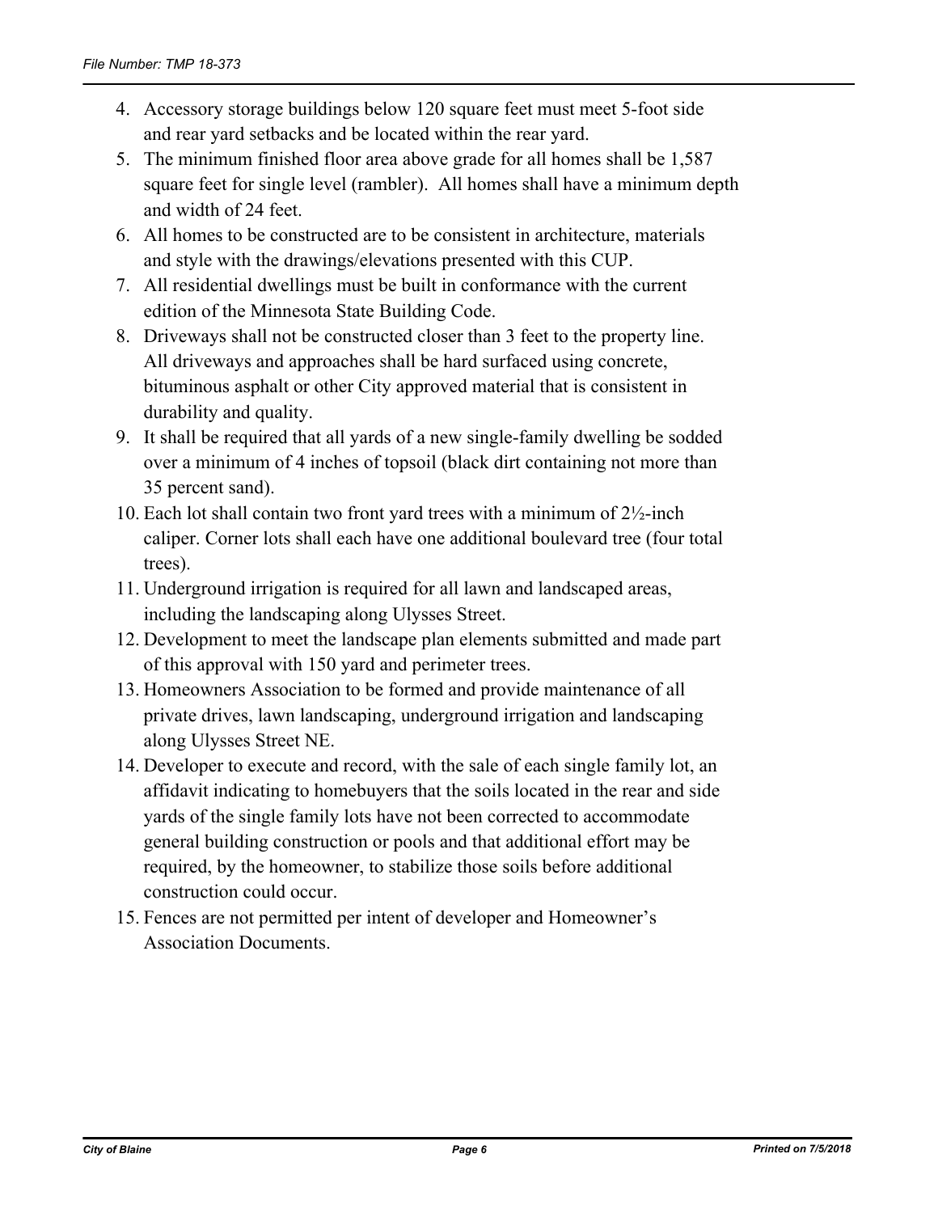4. Accessory storage buildings below 120 square feet must meet 5-foot side and rear yard setbacks and be located within the rear yard.
5. The minimum finished floor area above grade for all homes shall be 1,587 square feet for single level (rambler). All homes shall have a minimum depth and width of 24 feet.
6. All homes to be constructed are to be consistent in architecture, materials and style with the drawings/elevations presented with this CUP.
7. All residential dwellings must be built in conformance with the current edition of the Minnesota State Building Code.
8. Driveways shall not be constructed closer than 3 feet to the property line. All driveways and approaches shall be hard surfaced using concrete, bituminous asphalt or other City approved material that is consistent in durability and quality.
9. It shall be required that all yards of a new single-family dwelling be sodded over a minimum of 4 inches of topsoil (black dirt containing not more than 35 percent sand).
10. Each lot shall contain two front yard trees with a minimum of 2½-inch caliper. Corner lots shall each have one additional boulevard tree (four total trees).
11. Underground irrigation is required for all lawn and landscaped areas, including the landscaping along Ulysses Street.
12. Development to meet the landscape plan elements submitted and made part of this approval with 150 yard and perimeter trees.
13. Homeowners Association to be formed and provide maintenance of all private drives, lawn landscaping, underground irrigation and landscaping along Ulysses Street NE.
14. Developer to execute and record, with the sale of each single family lot, an affidavit indicating to homebuyers that the soils located in the rear and side yards of the single family lots have not been corrected to accommodate general building construction or pools and that additional effort may be required, by the homeowner, to stabilize those soils before additional construction could occur.
15. Fences are not permitted per intent of developer and Homeowner's Association Documents.